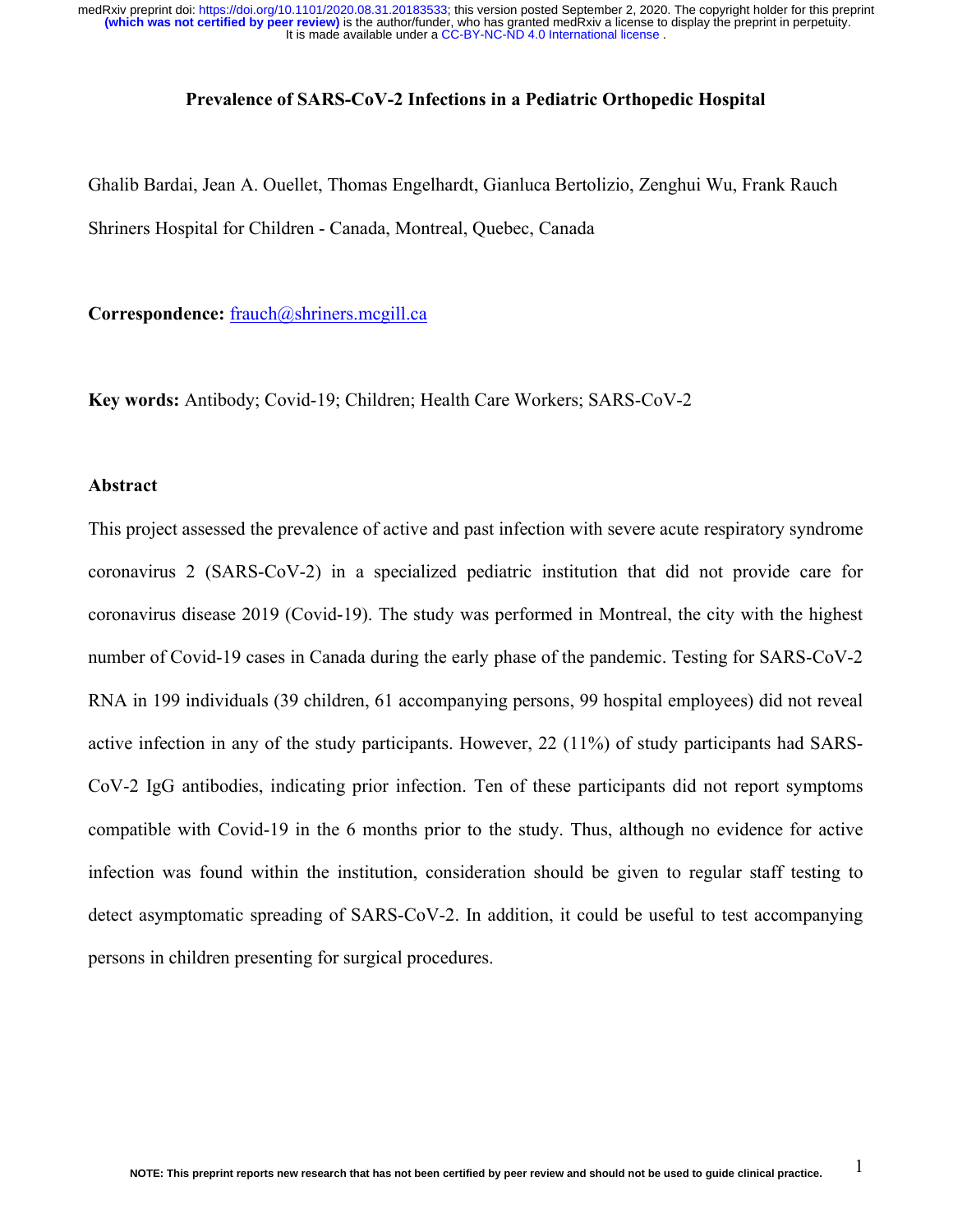# Prevalence of SARS-CoV-2 Infections in a Pediatric Orthopedic Hospital

Ghalib Bardai, Jean A. Ouellet, Thomas Engelhardt, Gianluca Bertolizio, Zenghui Wu, Frank Rauch

Shriners Hospital for Children - Canada, Montreal, Quebec, Canada

**Correspondence:** frauch@shriners.mcgill.ca

**Key words:** Antibody; Covid-19; Children; Health Care Workers; SARS-CoV-2

## Abstract

This project assessed the prevalence of active and past infection with severe acute respiratory syndrome coronavirus 2 (SARS-CoV-2) in a specialized pediatric institution that did not provide care for coronavirus disease 2019 (Covid-19). The study was performed in Montreal, the city with the highest number of Covid-19 cases in Canada during the early phase of the pandemic. Testing for SARS-CoV-2 RNA in 199 individuals (39 children, 61 accompanying persons, 99 hospital employees) did not reveal active infection in any of the study participants. However, 22 (11%) of study participants had SARS-CoV-2 IgG antibodies, indicating prior infection. Ten of these participants did not report symptoms compatible with Covid-19 in the 6 months prior to the study. Thus, although no evidence for active infection was found within the institution, consideration should be given to regular staff testing to detect asymptomatic spreading of SARS-CoV-2. In addition, it could be useful to test accompanying persons in children presenting for surgical procedures.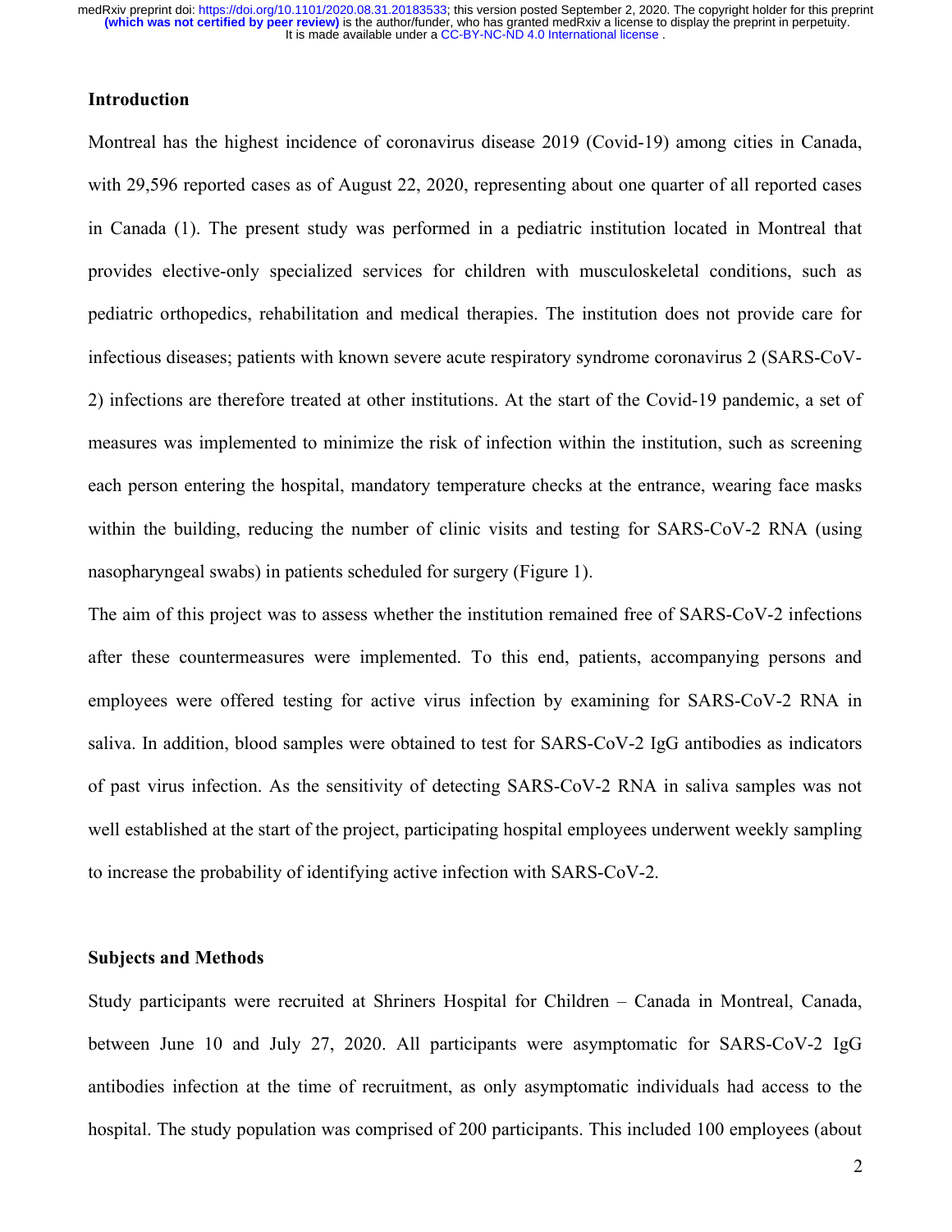## Introduction

Montreal has the highest incidence of coronavirus disease 2019 (Covid-19) among cities in Canada, with 29,596 reported cases as of August 22, 2020, representing about one quarter of all reported cases in Canada (1). The present study was performed in a pediatric institution located in Montreal that provides elective-only specialized services for children with musculoskeletal conditions, such as pediatric orthopedics, rehabilitation and medical therapies. The institution does not provide care for infectious diseases; patients with known severe acute respiratory syndrome coronavirus 2 (SARS-CoV-2) infections are therefore treated at other institutions. At the start of the Covid-19 pandemic, a set of measures was implemented to minimize the risk of infection within the institution, such as screening each person entering the hospital, mandatory temperature checks at the entrance, wearing face masks within the building, reducing the number of clinic visits and testing for SARS-CoV-2 RNA (using nasopharyngeal swabs) in patients scheduled for surgery (Figure 1).

The aim of this project was to assess whether the institution remained free of SARS-CoV-2 infections after these countermeasures were implemented. To this end, patients, accompanying persons and employees were offered testing for active virus infection by examining for SARS-CoV-2 RNA in saliva. In addition, blood samples were obtained to test for SARS-CoV-2 IgG antibodies as indicators of past virus infection. As the sensitivity of detecting SARS-CoV-2 RNA in saliva samples was not well established at the start of the project, participating hospital employees underwent weekly sampling to increase the probability of identifying active infection with SARS-CoV-2.

## Subjects and Methods

Study participants were recruited at Shriners Hospital for Children – Canada in Montreal, Canada, between June 10 and July 27, 2020. All participants were asymptomatic for SARS-CoV-2 IgG antibodies infection at the time of recruitment, as only asymptomatic individuals had access to the hospital. The study population was comprised of 200 participants. This included 100 employees (about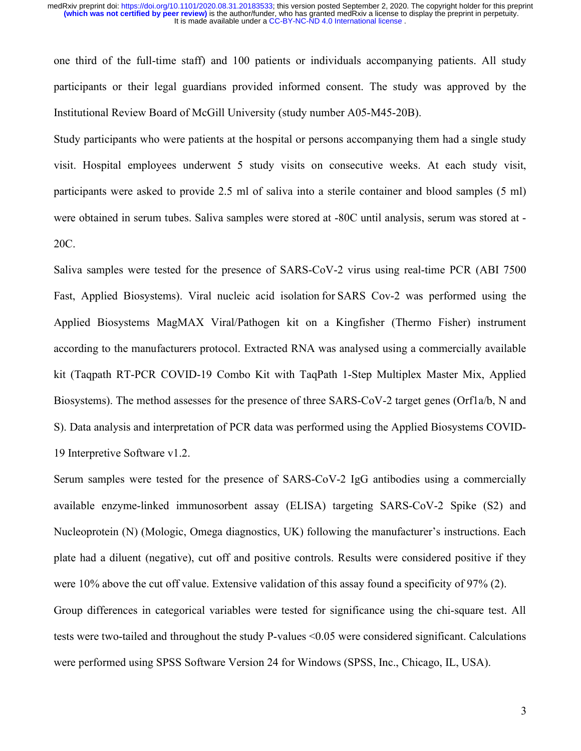one third of the full-time staff) and 100 patients or individuals accompanying patients. All study participants or their legal guardians provided informed consent. The study was approved by the Institutional Review Board of McGill University (study number A05-M45-20B).

Study participants who were patients at the hospital or persons accompanying them had a single study visit. Hospital employees underwent 5 study visits on consecutive weeks. At each study visit, participants were asked to provide 2.5 ml of saliva into a sterile container and blood samples (5 ml) were obtained in serum tubes. Saliva samples were stored at -80C until analysis, serum was stored at -20C.

Saliva samples were tested for the presence of SARS-CoV-2 virus using real-time PCR (ABI 7500 Fast, Applied Biosystems). Viral nucleic acid isolation for SARS Cov-2 was performed using the Applied Biosystems MagMAX Viral/Pathogen kit on a Kingfisher (Thermo Fisher) instrument according to the manufacturers protocol. Extracted RNA was analysed using a commercially available kit (Taqpath RT-PCR COVID-19 Combo Kit with TaqPath 1-Step Multiplex Master Mix, Applied Biosystems). The method assesses for the presence of three SARS-CoV-2 target genes (Orf1a/b, N and S). Data analysis and interpretation of PCR data was performed using the Applied Biosystems COVID-19 Interpretive Software v1.2.

Serum samples were tested for the presence of SARS-CoV-2 IgG antibodies using a commercially available enzyme-linked immunosorbent assay (ELISA) targeting SARS-CoV-2 Spike (S2) and Nucleoprotein (N) (Mologic, Omega diagnostics, UK) following the manufacturer's instructions. Each plate had a diluent (negative), cut off and positive controls. Results were considered positive if they were 10% above the cut off value. Extensive validation of this assay found a specificity of 97% (2).

Group differences in categorical variables were tested for significance using the chi-square test. All tests were two-tailed and throughout the study P-values <0.05 were considered significant. Calculations were performed using SPSS Software Version 24 for Windows (SPSS, Inc., Chicago, IL, USA).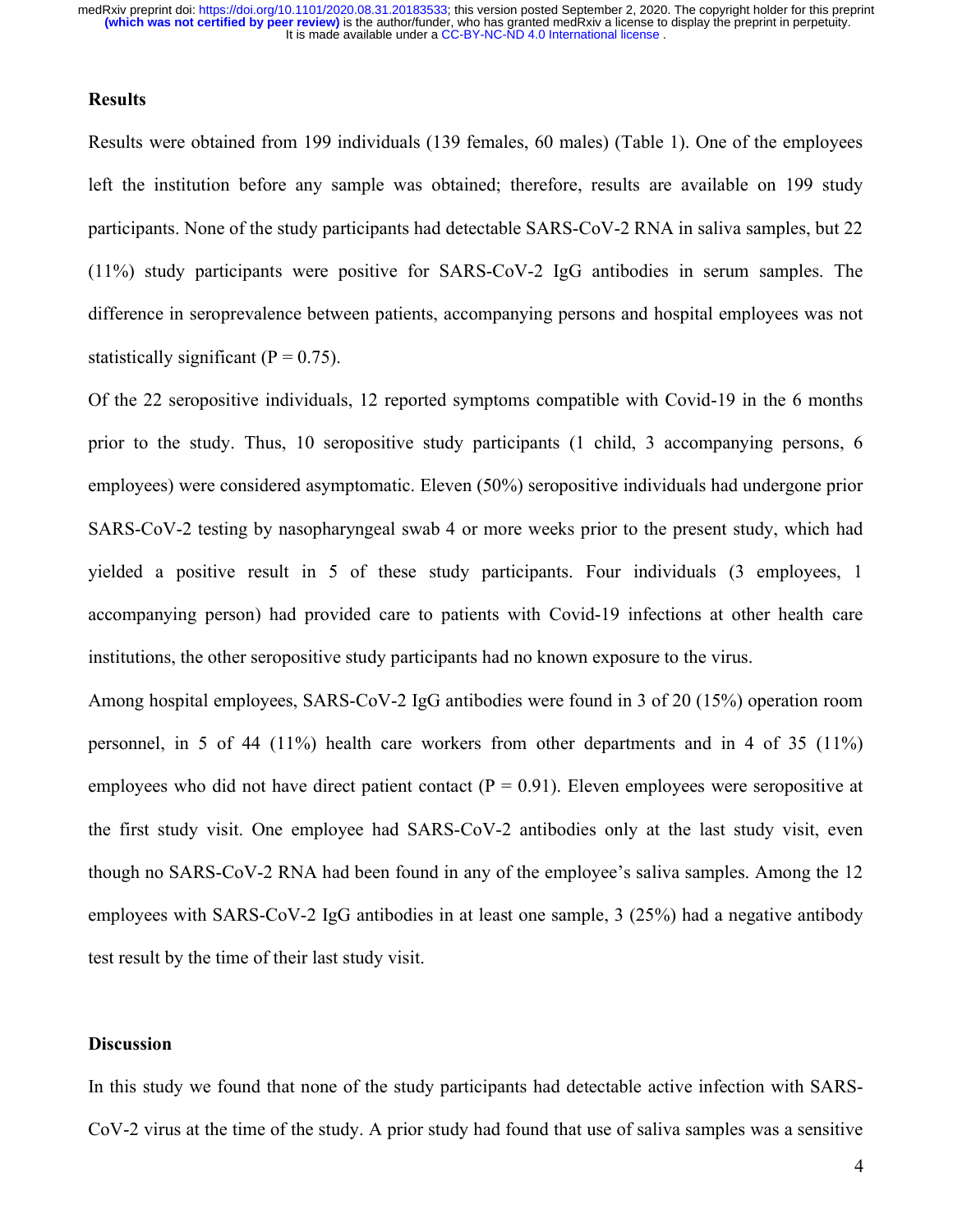## Results

Results were obtained from 199 individuals (139 females, 60 males) (Table 1). One of the employees left the institution before any sample was obtained; therefore, results are available on 199 study participants. None of the study participants had detectable SARS-CoV-2 RNA in saliva samples, but 22 (11%) study participants were positive for SARS-CoV-2 IgG antibodies in serum samples. The difference in seroprevalence between patients, accompanying persons and hospital employees was not statistically significant ($P = 0.75$).

Of the 22 seropositive individuals, 12 reported symptoms compatible with Covid-19 in the 6 months prior to the study. Thus, 10 seropositive study participants (1 child, 3 accompanying persons, 6 employees) were considered asymptomatic. Eleven (50%) seropositive individuals had undergone prior SARS-CoV-2 testing by nasopharyngeal swab 4 or more weeks prior to the present study, which had yielded a positive result in 5 of these study participants. Four individuals (3 employees, 1 accompanying person) had provided care to patients with Covid-19 infections at other health care institutions, the other seropositive study participants had no known exposure to the virus.

Among hospital employees, SARS-CoV-2 IgG antibodies were found in 3 of 20 (15%) operation room personnel, in 5 of 44 (11%) health care workers from other departments and in 4 of 35 (11%) employees who did not have direct patient contact ($P = 0.91$). Eleven employees were seropositive at the first study visit. One employee had SARS-CoV-2 antibodies only at the last study visit, even though no SARS-CoV-2 RNA had been found in any of the employee's saliva samples. Among the 12 employees with SARS-CoV-2 IgG antibodies in at least one sample, 3 (25%) had a negative antibody test result by the time of their last study visit.

## Discussion

In this study we found that none of the study participants had detectable active infection with SARS-CoV-2 virus at the time of the study. A prior study had found that use of saliva samples was a sensitive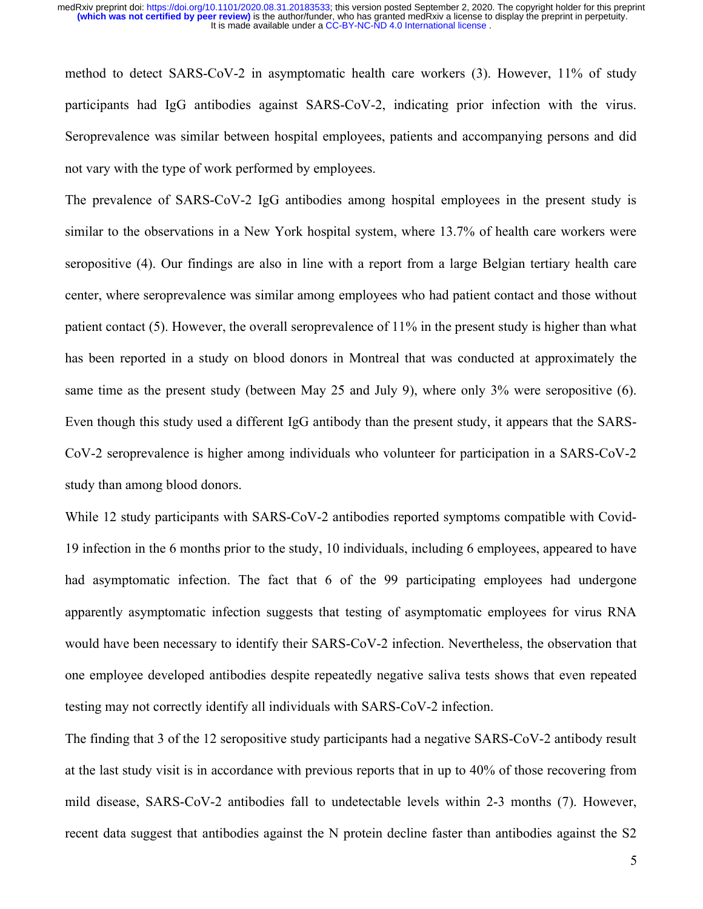method to detect SARS-CoV-2 in asymptomatic health care workers (3). However, 11% of study participants had IgG antibodies against SARS-CoV-2, indicating prior infection with the virus. Seroprevalence was similar between hospital employees, patients and accompanying persons and did not vary with the type of work performed by employees.

The prevalence of SARS-CoV-2 IgG antibodies among hospital employees in the present study is similar to the observations in a New York hospital system, where 13.7% of health care workers were seropositive (4). Our findings are also in line with a report from a large Belgian tertiary health care center, where seroprevalence was similar among employees who had patient contact and those without patient contact (5). However, the overall seroprevalence of 11% in the present study is higher than what has been reported in a study on blood donors in Montreal that was conducted at approximately the same time as the present study (between May 25 and July 9), where only 3% were seropositive (6). Even though this study used a different IgG antibody than the present study, it appears that the SARS-CoV-2 seroprevalence is higher among individuals who volunteer for participation in a SARS-CoV-2 study than among blood donors.

While 12 study participants with SARS-CoV-2 antibodies reported symptoms compatible with Covid-19 infection in the 6 months prior to the study, 10 individuals, including 6 employees, appeared to have had asymptomatic infection. The fact that 6 of the 99 participating employees had undergone apparently asymptomatic infection suggests that testing of asymptomatic employees for virus RNA would have been necessary to identify their SARS-CoV-2 infection. Nevertheless, the observation that one employee developed antibodies despite repeatedly negative saliva tests shows that even repeated testing may not correctly identify all individuals with SARS-CoV-2 infection.

The finding that 3 of the 12 seropositive study participants had a negative SARS-CoV-2 antibody result at the last study visit is in accordance with previous reports that in up to 40% of those recovering from mild disease, SARS-CoV-2 antibodies fall to undetectable levels within 2-3 months (7). However, recent data suggest that antibodies against the N protein decline faster than antibodies against the S2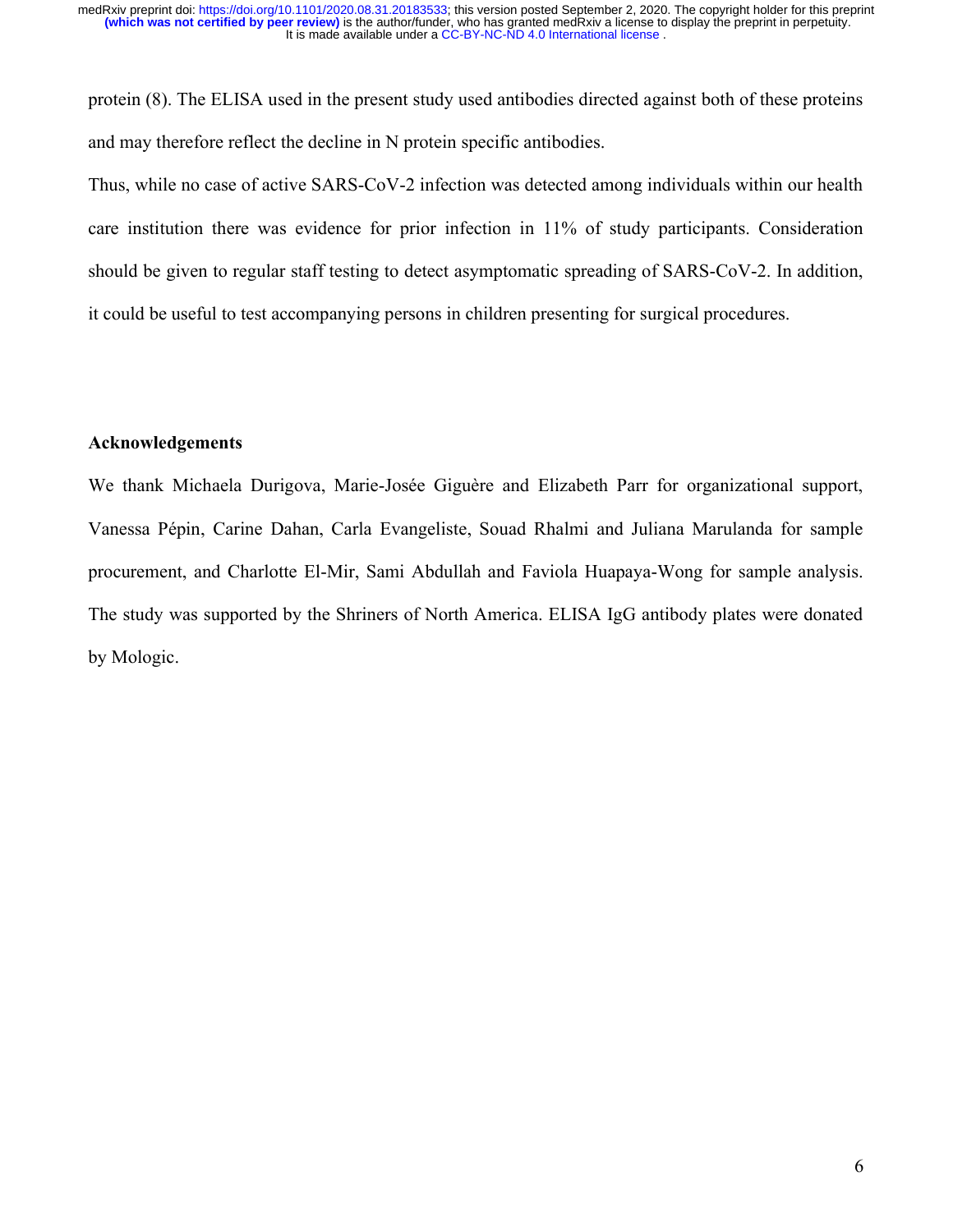protein (8). The ELISA used in the present study used antibodies directed against both of these proteins and may therefore reflect the decline in N protein specific antibodies.

Thus, while no case of active SARS-CoV-2 infection was detected among individuals within our health care institution there was evidence for prior infection in 11% of study participants. Consideration should be given to regular staff testing to detect asymptomatic spreading of SARS-CoV-2. In addition, it could be useful to test accompanying persons in children presenting for surgical procedures.

**Acknowledgements**

We thank Michaela Durigova, Marie-Josée Giguère and Elizabeth Parr for organizational support, Vanessa Pépin, Carine Dahan, Carla Evangeliste, Souad Rhalmi and Juliana Marulanda for sample procurement, and Charlotte El-Mir, Sami Abdullah and Faviola Huapaya-Wong for sample analysis. The study was supported by the Shriners of North America. ELISA IgG antibody plates were donated by Mologic.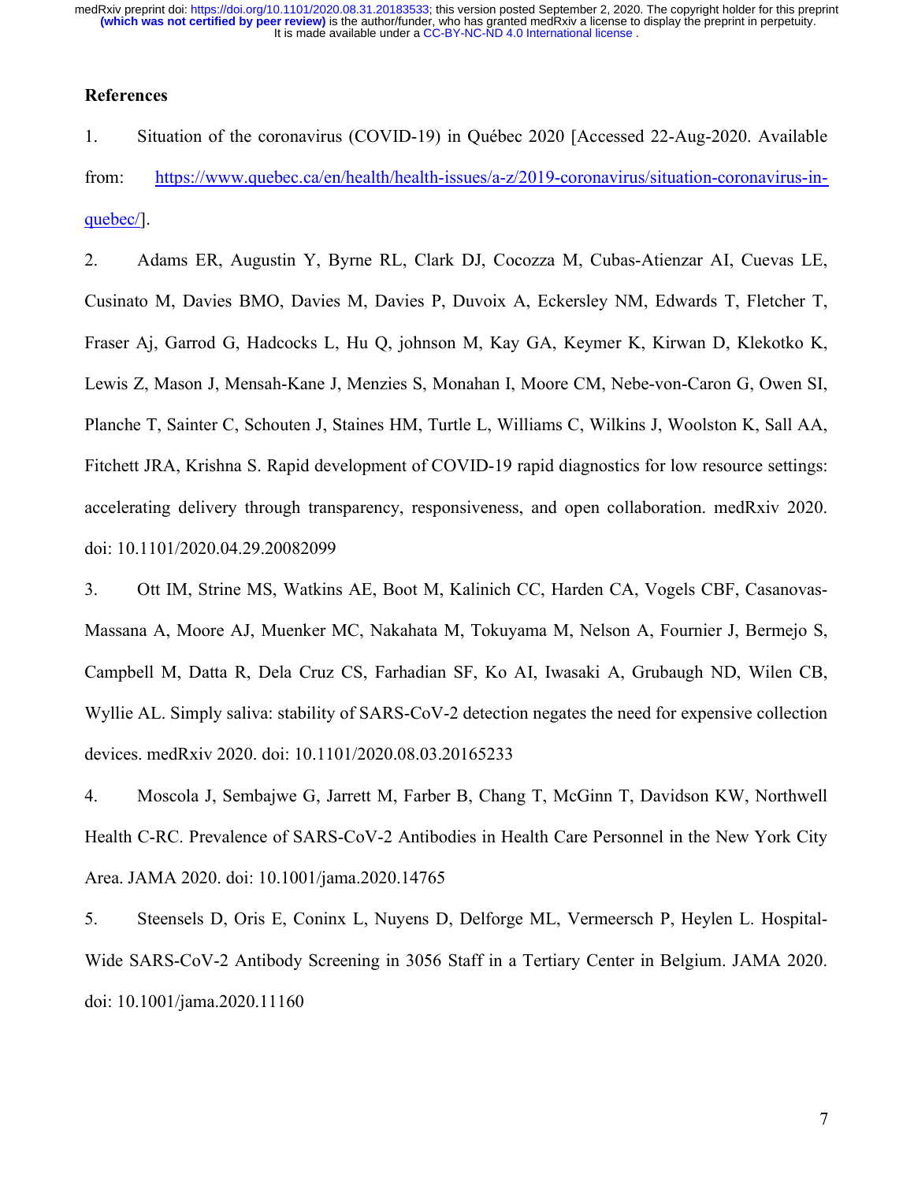# References

1. Situation of the coronavirus (COVID-19) in Québec 2020 [Accessed 22-Aug-2020. Available from: https://www.quebec.ca/en/health/health-issues/a-z/2019-coronavirus/situation-coronavirus-in-quebec/].

2. Adams ER, Augustin Y, Byrne RL, Clark DJ, Cocozza M, Cubas-Atienzar AI, Cuevas LE, Cusinato M, Davies BMO, Davies M, Davies P, Duvoix A, Eckersley NM, Edwards T, Fletcher T, Fraser Aj, Garrod G, Hadcocks L, Hu Q, johnson M, Kay GA, Keymer K, Kirwan D, Klekotko K, Lewis Z, Mason J, Mensah-Kane J, Menzies S, Monahan I, Moore CM, Nebe-von-Caron G, Owen SI, Planche T, Sainter C, Schouten J, Staines HM, Turtle L, Williams C, Wilkins J, Woolston K, Sall AA, Fitchett JRA, Krishna S. Rapid development of COVID-19 rapid diagnostics for low resource settings: accelerating delivery through transparency, responsiveness, and open collaboration. medRxiv 2020. doi: 10.1101/2020.04.29.20082099

3. Ott IM, Strine MS, Watkins AE, Boot M, Kalinich CC, Harden CA, Vogels CBF, Casanovas-Massana A, Moore AJ, Muenker MC, Nakahata M, Tokuyama M, Nelson A, Fournier J, Bermejo S, Campbell M, Datta R, Dela Cruz CS, Farhadian SF, Ko AI, Iwasaki A, Grubaugh ND, Wilen CB, Wyllie AL. Simply saliva: stability of SARS-CoV-2 detection negates the need for expensive collection devices. medRxiv 2020. doi: 10.1101/2020.08.03.20165233

4. Moscola J, Sembajwe G, Jarrett M, Farber B, Chang T, McGinn T, Davidson KW, Northwell Health C-RC. Prevalence of SARS-CoV-2 Antibodies in Health Care Personnel in the New York City Area. JAMA 2020. doi: 10.1001/jama.2020.14765

5. Steensels D, Oris E, Coninx L, Nuyens D, Delforge ML, Vermeersch P, Heylen L. Hospital-Wide SARS-CoV-2 Antibody Screening in 3056 Staff in a Tertiary Center in Belgium. JAMA 2020. doi: 10.1001/jama.2020.11160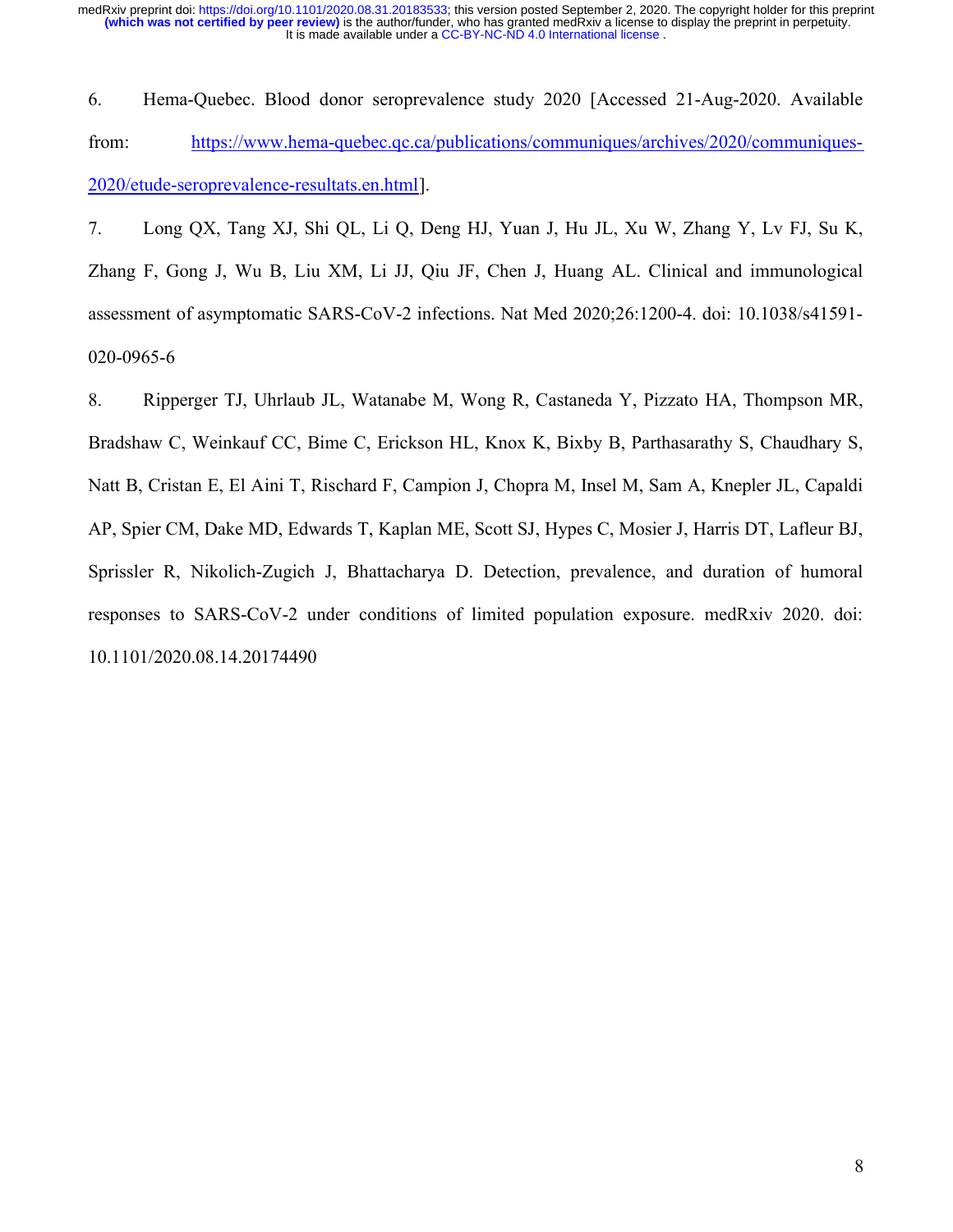6. Hema-Quebec. Blood donor seroprevalence study 2020 [Accessed 21-Aug-2020. Available from: https://www.hema-quebec.qc.ca/publications/communiques/archives/2020/communiques-2020/etude-seroprevalence-resultats.en.html].

7. Long QX, Tang XJ, Shi QL, Li Q, Deng HJ, Yuan J, Hu JL, Xu W, Zhang Y, Lv FJ, Su K, Zhang F, Gong J, Wu B, Liu XM, Li JJ, Qiu JF, Chen J, Huang AL. Clinical and immunological assessment of asymptomatic SARS-CoV-2 infections. Nat Med 2020;26:1200-4. doi: 10.1038/s41591-020-0965-6

8. Ripperger TJ, Uhrlaub JL, Watanabe M, Wong R, Castaneda Y, Pizzato HA, Thompson MR, Bradshaw C, Weinkauf CC, Bime C, Erickson HL, Knox K, Bixby B, Parthasarathy S, Chaudhary S, Natt B, Cristan E, El Aini T, Rischard F, Campion J, Chopra M, Insel M, Sam A, Knepler JL, Capaldi AP, Spier CM, Dake MD, Edwards T, Kaplan ME, Scott SJ, Hypes C, Mosier J, Harris DT, Lafleur BJ, Sprissler R, Nikolich-Zugich J, Bhattacharya D. Detection, prevalence, and duration of humoral responses to SARS-CoV-2 under conditions of limited population exposure. medRxiv 2020. doi: 10.1101/2020.08.14.20174490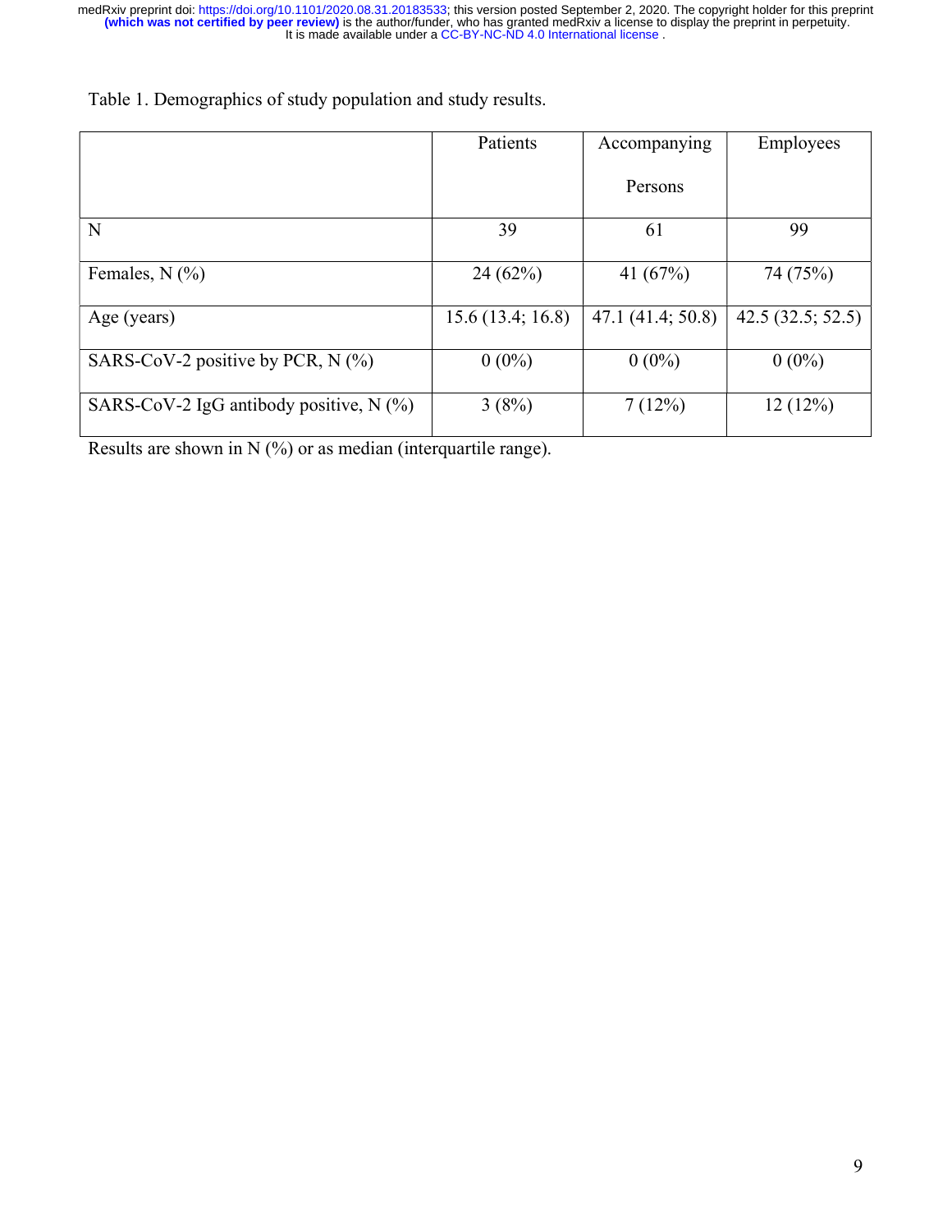Table 1. Demographics of study population and study results.

| | Patients | Accompanying Persons | Employees |
|---|---|---|---|
| N | 39 | 61 | 99 |
| Females, N (%) | 24 (62%) | 41 (67%) | 74 (75%) |
| Age (years) | 15.6 (13.4; 16.8) | 47.1 (41.4; 50.8) | 42.5 (32.5; 52.5) |
| SARS-CoV-2 positive by PCR, N (%) | 0 (0%) | 0 (0%) | 0 (0%) |
| SARS-CoV-2 IgG antibody positive, N (%) | 3 (8%) | 7 (12%) | 12 (12%) |

Results are shown in N (%) or as median (interquartile range).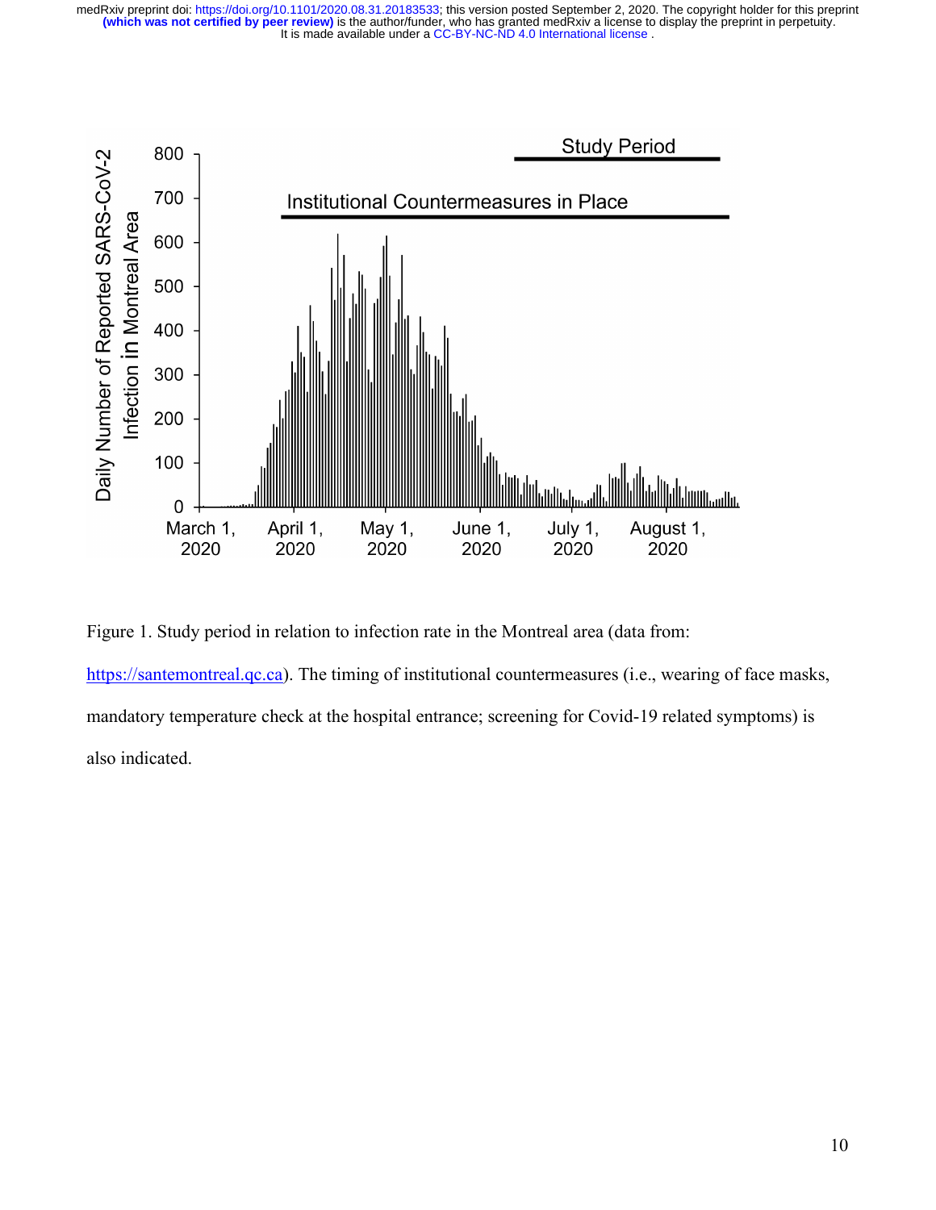Study Period

Institutional Countermeasures in Place

Daily Number of Reported SARS-CoV-2 Infection in Montreal Area

800
700
600
500
400
300
200
100
0

March 1, 2020
April 1, 2020
May 1, 2020
June 1, 2020
July 1, 2020
August 1, 2020

Figure 1. Study period in relation to infection rate in the Montreal area (data from: https://santemontreal.qc.ca). The timing of institutional countermeasures (i.e., wearing of face masks, mandatory temperature check at the hospital entrance; screening for Covid-19 related symptoms) is also indicated.